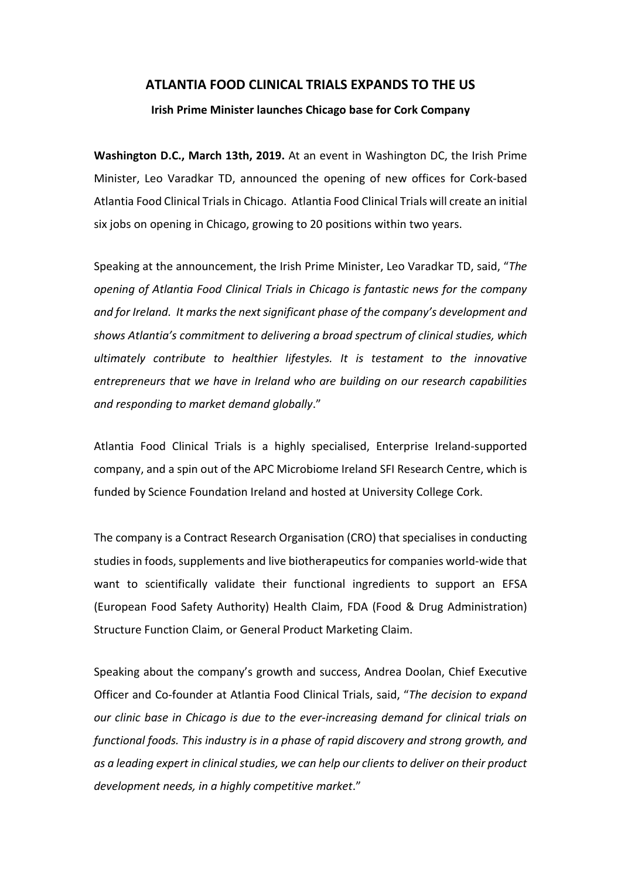# ATLANTIA FOOD CLINICAL TRIALS EXPANDS TO THE US

### Irish Prime Minister launches Chicago base for Cork Company

**Washington D.C., March 13th, 2019.** At an event in Washington DC, the Irish Prime Minister, Leo Varadkar TD, announced the opening of new offices for Cork-based Atlantia Food Clinical Trials in Chicago. Atlantia Food Clinical Trials will create an initial six jobs on opening in Chicago, growing to 20 positions within two years.

Speaking at the announcement, the Irish Prime Minister, Leo Varadkar TD, said, "*The opening of Atlantia Food Clinical Trials in Chicago is fantastic news for the company and for Ireland. It marks the next significant phase of the company's development and shows Atlantia's commitment to delivering a broad spectrum of clinical studies, which ultimately contribute to healthier lifestyles. It is testament to the innovative entrepreneurs that we have in Ireland who are building on our research capabilities and responding to market demand globally*."

Atlantia Food Clinical Trials is a highly specialised, Enterprise Ireland-supported company, and a spin out of the APC Microbiome Ireland SFI Research Centre, which is funded by Science Foundation Ireland and hosted at University College Cork.

The company is a Contract Research Organisation (CRO) that specialises in conducting studies in foods, supplements and live biotherapeutics for companies world-wide that want to scientifically validate their functional ingredients to support an EFSA (European Food Safety Authority) Health Claim, FDA (Food & Drug Administration) Structure Function Claim, or General Product Marketing Claim.

Speaking about the company's growth and success, Andrea Doolan, Chief Executive Officer and Co-founder at Atlantia Food Clinical Trials, said, "*The decision to expand our clinic base in Chicago is due to the ever-increasing demand for clinical trials on functional foods. This industry is in a phase of rapid discovery and strong growth, and as a leading expert in clinical studies, we can help our clients to deliver on their product development needs, in a highly competitive market*."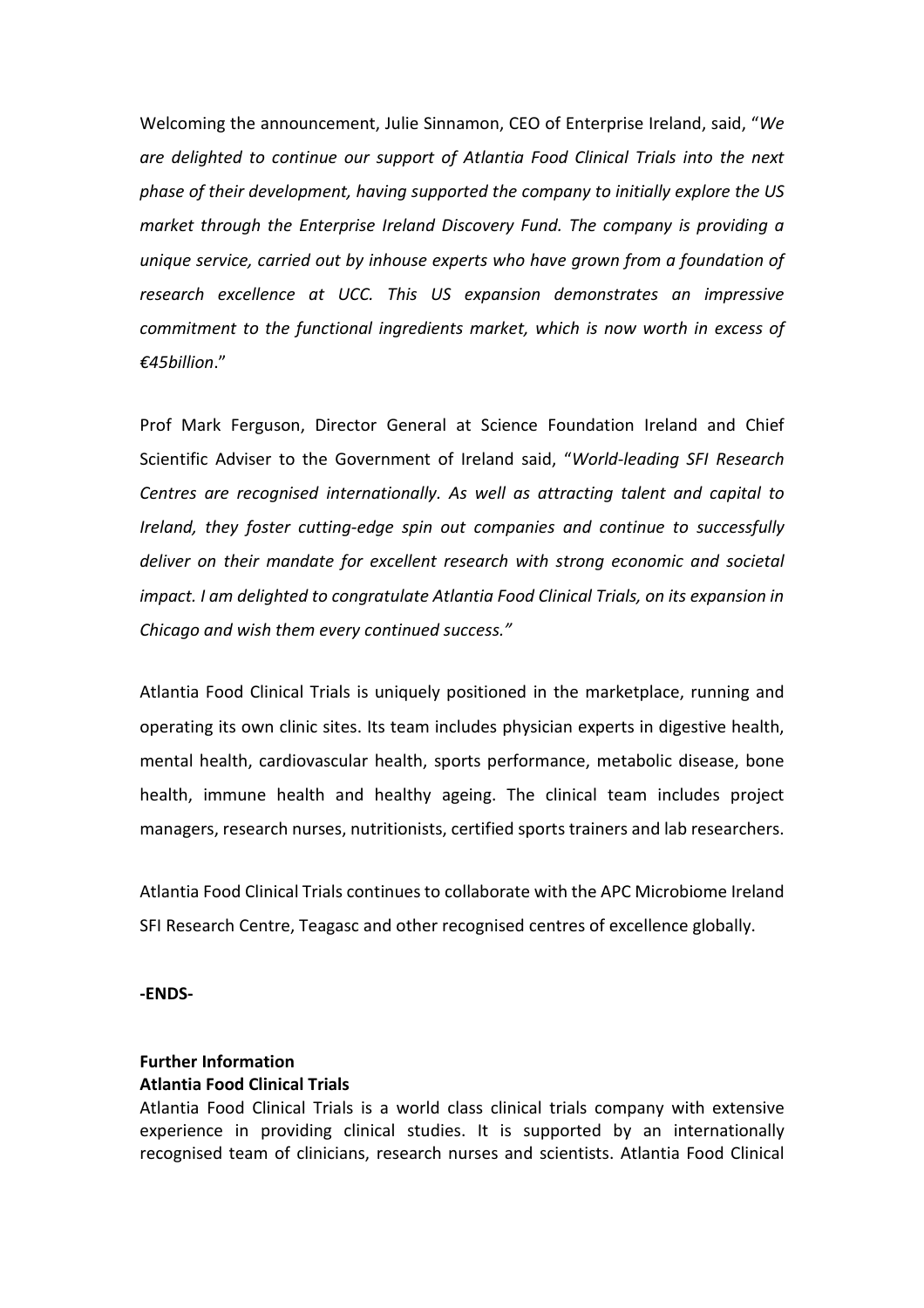Welcoming the announcement, Julie Sinnamon, CEO of Enterprise Ireland, said, "*We are delighted to continue our support of Atlantia Food Clinical Trials into the next phase of their development, having supported the company to initially explore the US market through the Enterprise Ireland Discovery Fund. The company is providing a unique service, carried out by inhouse experts who have grown from a foundation of research excellence at UCC. This US expansion demonstrates an impressive commitment to the functional ingredients market, which is now worth in excess of €45billion*."

Prof Mark Ferguson, Director General at Science Foundation Ireland and Chief Scientific Adviser to the Government of Ireland said, "*World-leading SFI Research Centres are recognised internationally. As well as attracting talent and capital to Ireland, they foster cutting-edge spin out companies and continue to successfully deliver on their mandate for excellent research with strong economic and societal impact. I am delighted to congratulate Atlantia Food Clinical Trials, on its expansion in Chicago and wish them every continued success.*"

Atlantia Food Clinical Trials is uniquely positioned in the marketplace, running and operating its own clinic sites. Its team includes physician experts in digestive health, mental health, cardiovascular health, sports performance, metabolic disease, bone health, immune health and healthy ageing. The clinical team includes project managers, research nurses, nutritionists, certified sports trainers and lab researchers.

Atlantia Food Clinical Trials continues to collaborate with the APC Microbiome Ireland SFI Research Centre, Teagasc and other recognised centres of excellence globally.

**-ENDS-**

**Further Information**

**Atlantia Food Clinical Trials**

Atlantia Food Clinical Trials is a world class clinical trials company with extensive experience in providing clinical studies. It is supported by an internationally recognised team of clinicians, research nurses and scientists. Atlantia Food Clinical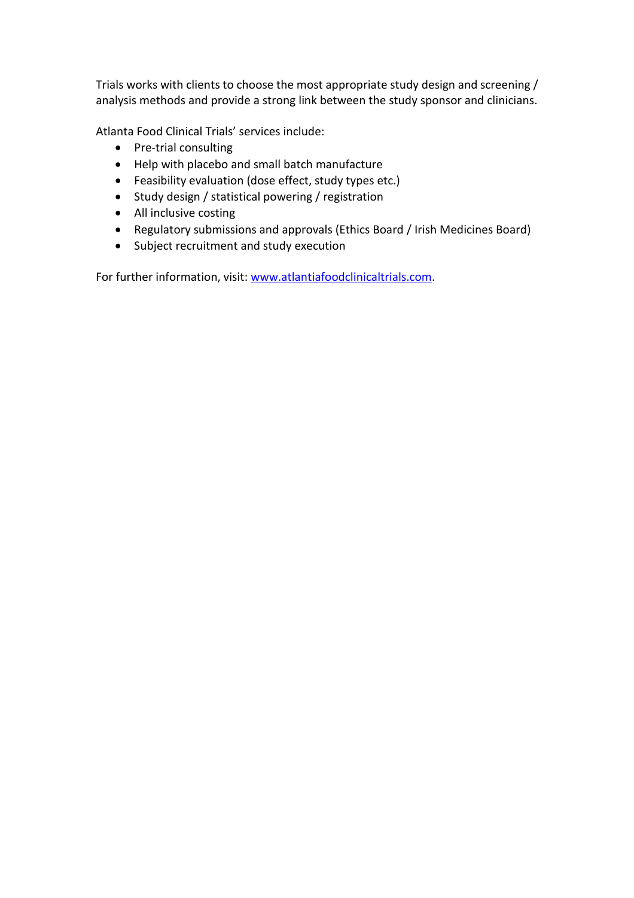Trials works with clients to choose the most appropriate study design and screening / analysis methods and provide a strong link between the study sponsor and clinicians.

Atlanta Food Clinical Trials' services include:

- Pre-trial consulting
- Help with placebo and small batch manufacture
- Feasibility evaluation (dose effect, study types etc.)
- Study design / statistical powering / registration
- All inclusive costing
- Regulatory submissions and approvals (Ethics Board / Irish Medicines Board)
- Subject recruitment and study execution

For further information, visit: [www.atlantiafoodclinicaltrials.com](http://www.atlantiafoodclinicaltrials.com).